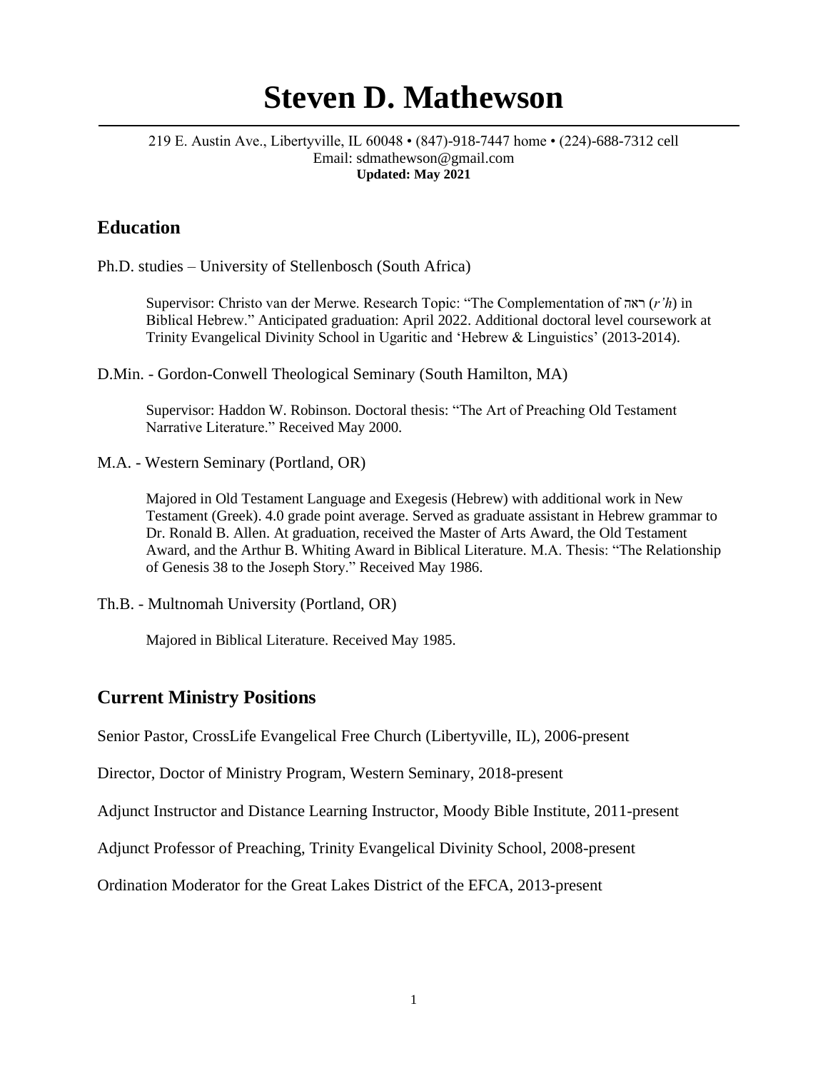# Steven D. Mathewson

219 E. Austin Ave., Libertyville, IL 60048 • (847)-918-7447 home • (224)-688-7312 cell
Email: sdmathewson@gmail.com
**Updated: May 2021**

## Education

Ph.D. studies – University of Stellenbosch (South Africa)

> Supervisor: Christo van der Merwe. Research Topic: "The Complementation of ראה (*r'h*) in Biblical Hebrew." Anticipated graduation: April 2022. Additional doctoral level coursework at Trinity Evangelical Divinity School in Ugaritic and 'Hebrew & Linguistics' (2013-2014).

D.Min. - Gordon-Conwell Theological Seminary (South Hamilton, MA)

> Supervisor: Haddon W. Robinson. Doctoral thesis: "The Art of Preaching Old Testament Narrative Literature." Received May 2000.

M.A. - Western Seminary (Portland, OR)

> Majored in Old Testament Language and Exegesis (Hebrew) with additional work in New Testament (Greek). 4.0 grade point average. Served as graduate assistant in Hebrew grammar to Dr. Ronald B. Allen. At graduation, received the Master of Arts Award, the Old Testament Award, and the Arthur B. Whiting Award in Biblical Literature. M.A. Thesis: "The Relationship of Genesis 38 to the Joseph Story." Received May 1986.

Th.B. - Multnomah University (Portland, OR)

> Majored in Biblical Literature. Received May 1985.

## Current Ministry Positions

Senior Pastor, CrossLife Evangelical Free Church (Libertyville, IL), 2006-present

Director, Doctor of Ministry Program, Western Seminary, 2018-present

Adjunct Instructor and Distance Learning Instructor, Moody Bible Institute, 2011-present

Adjunct Professor of Preaching, Trinity Evangelical Divinity School, 2008-present

Ordination Moderator for the Great Lakes District of the EFCA, 2013-present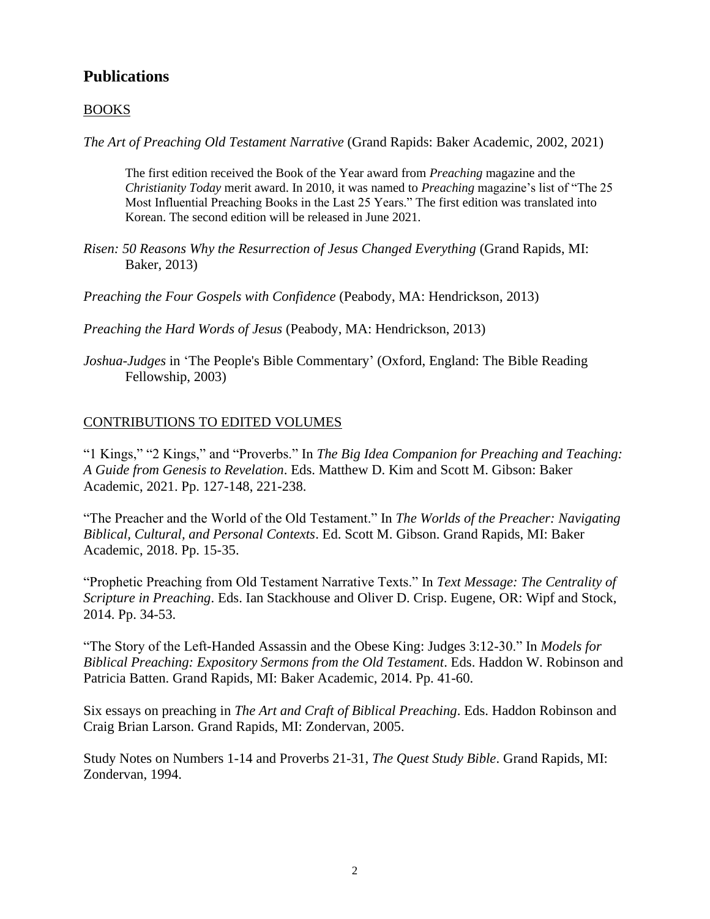## Publications

### BOOKS

*The Art of Preaching Old Testament Narrative* (Grand Rapids: Baker Academic, 2002, 2021)

> The first edition received the Book of the Year award from *Preaching* magazine and the *Christianity Today* merit award. In 2010, it was named to *Preaching* magazine's list of "The 25 Most Influential Preaching Books in the Last 25 Years." The first edition was translated into Korean. The second edition will be released in June 2021.

*Risen: 50 Reasons Why the Resurrection of Jesus Changed Everything* (Grand Rapids, MI: Baker, 2013)

*Preaching the Four Gospels with Confidence* (Peabody, MA: Hendrickson, 2013)

*Preaching the Hard Words of Jesus* (Peabody, MA: Hendrickson, 2013)

*Joshua-Judges* in 'The People's Bible Commentary' (Oxford, England: The Bible Reading Fellowship, 2003)

### CONTRIBUTIONS TO EDITED VOLUMES

"1 Kings," "2 Kings," and "Proverbs." In *The Big Idea Companion for Preaching and Teaching: A Guide from Genesis to Revelation*. Eds. Matthew D. Kim and Scott M. Gibson: Baker Academic, 2021. Pp. 127-148, 221-238.

"The Preacher and the World of the Old Testament." In *The Worlds of the Preacher: Navigating Biblical, Cultural, and Personal Contexts*. Ed. Scott M. Gibson. Grand Rapids, MI: Baker Academic, 2018. Pp. 15-35.

"Prophetic Preaching from Old Testament Narrative Texts." In *Text Message: The Centrality of Scripture in Preaching*. Eds. Ian Stackhouse and Oliver D. Crisp. Eugene, OR: Wipf and Stock, 2014. Pp. 34-53.

"The Story of the Left-Handed Assassin and the Obese King: Judges 3:12-30." In *Models for Biblical Preaching: Expository Sermons from the Old Testament*. Eds. Haddon W. Robinson and Patricia Batten. Grand Rapids, MI: Baker Academic, 2014. Pp. 41-60.

Six essays on preaching in *The Art and Craft of Biblical Preaching*. Eds. Haddon Robinson and Craig Brian Larson. Grand Rapids, MI: Zondervan, 2005.

Study Notes on Numbers 1-14 and Proverbs 21-31, *The Quest Study Bible*. Grand Rapids, MI: Zondervan, 1994.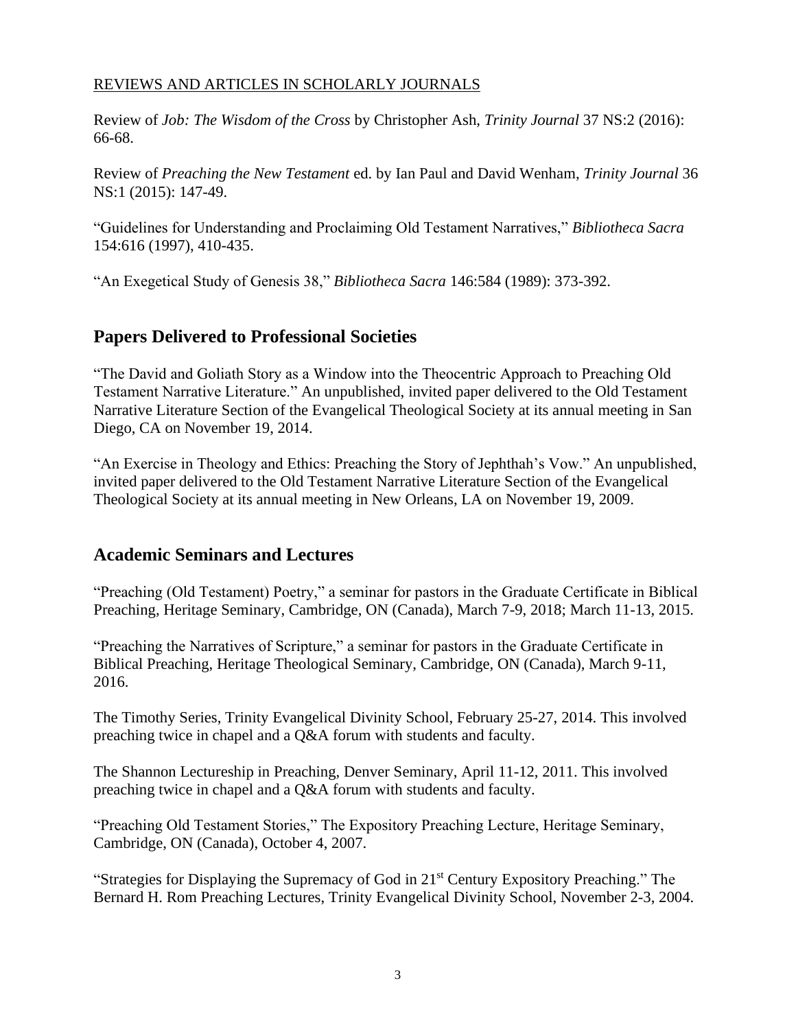REVIEWS AND ARTICLES IN SCHOLARLY JOURNALS

Review of *Job: The Wisdom of the Cross* by Christopher Ash, *Trinity Journal* 37 NS:2 (2016): 66-68.

Review of *Preaching the New Testament* ed. by Ian Paul and David Wenham, *Trinity Journal* 36 NS:1 (2015): 147-49.

"Guidelines for Understanding and Proclaiming Old Testament Narratives," *Bibliotheca Sacra* 154:616 (1997), 410-435.

"An Exegetical Study of Genesis 38," *Bibliotheca Sacra* 146:584 (1989): 373-392.

## Papers Delivered to Professional Societies

"The David and Goliath Story as a Window into the Theocentric Approach to Preaching Old Testament Narrative Literature." An unpublished, invited paper delivered to the Old Testament Narrative Literature Section of the Evangelical Theological Society at its annual meeting in San Diego, CA on November 19, 2014.

"An Exercise in Theology and Ethics: Preaching the Story of Jephthah's Vow." An unpublished, invited paper delivered to the Old Testament Narrative Literature Section of the Evangelical Theological Society at its annual meeting in New Orleans, LA on November 19, 2009.

## Academic Seminars and Lectures

"Preaching (Old Testament) Poetry," a seminar for pastors in the Graduate Certificate in Biblical Preaching, Heritage Seminary, Cambridge, ON (Canada), March 7-9, 2018; March 11-13, 2015.

"Preaching the Narratives of Scripture," a seminar for pastors in the Graduate Certificate in Biblical Preaching, Heritage Theological Seminary, Cambridge, ON (Canada), March 9-11, 2016.

The Timothy Series, Trinity Evangelical Divinity School, February 25-27, 2014. This involved preaching twice in chapel and a Q&A forum with students and faculty.

The Shannon Lectureship in Preaching, Denver Seminary, April 11-12, 2011. This involved preaching twice in chapel and a Q&A forum with students and faculty.

"Preaching Old Testament Stories," The Expository Preaching Lecture, Heritage Seminary, Cambridge, ON (Canada), October 4, 2007.

"Strategies for Displaying the Supremacy of God in 21st Century Expository Preaching." The Bernard H. Rom Preaching Lectures, Trinity Evangelical Divinity School, November 2-3, 2004.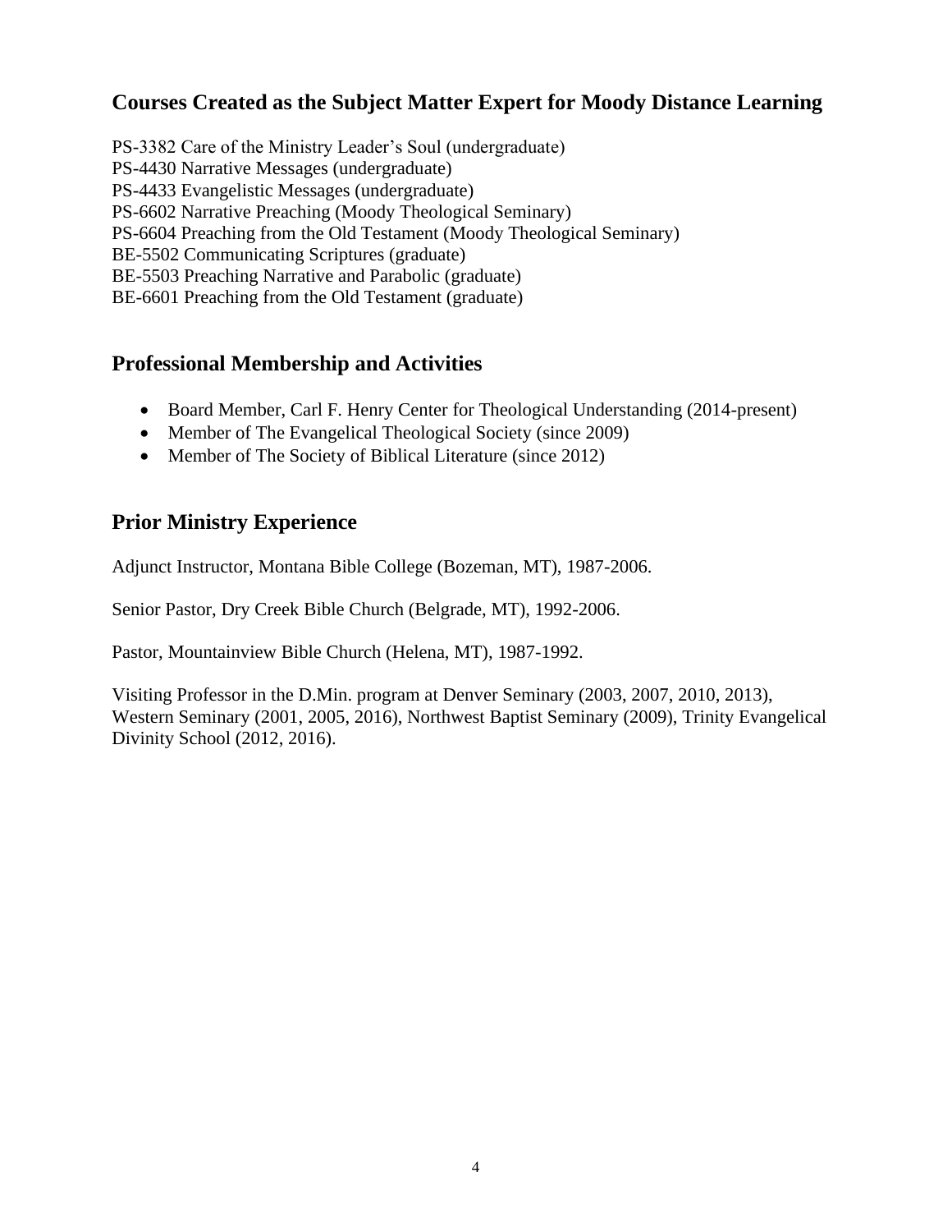## Courses Created as the Subject Matter Expert for Moody Distance Learning

PS-3382 Care of the Ministry Leader's Soul (undergraduate)
PS-4430 Narrative Messages (undergraduate)
PS-4433 Evangelistic Messages (undergraduate)
PS-6602 Narrative Preaching (Moody Theological Seminary)
PS-6604 Preaching from the Old Testament (Moody Theological Seminary)
BE-5502 Communicating Scriptures (graduate)
BE-5503 Preaching Narrative and Parabolic (graduate)
BE-6601 Preaching from the Old Testament (graduate)

## Professional Membership and Activities

- Board Member, Carl F. Henry Center for Theological Understanding (2014-present)
- Member of The Evangelical Theological Society (since 2009)
- Member of The Society of Biblical Literature (since 2012)

## Prior Ministry Experience

Adjunct Instructor, Montana Bible College (Bozeman, MT), 1987-2006.

Senior Pastor, Dry Creek Bible Church (Belgrade, MT), 1992-2006.

Pastor, Mountainview Bible Church (Helena, MT), 1987-1992.

Visiting Professor in the D.Min. program at Denver Seminary (2003, 2007, 2010, 2013), Western Seminary (2001, 2005, 2016), Northwest Baptist Seminary (2009), Trinity Evangelical Divinity School (2012, 2016).